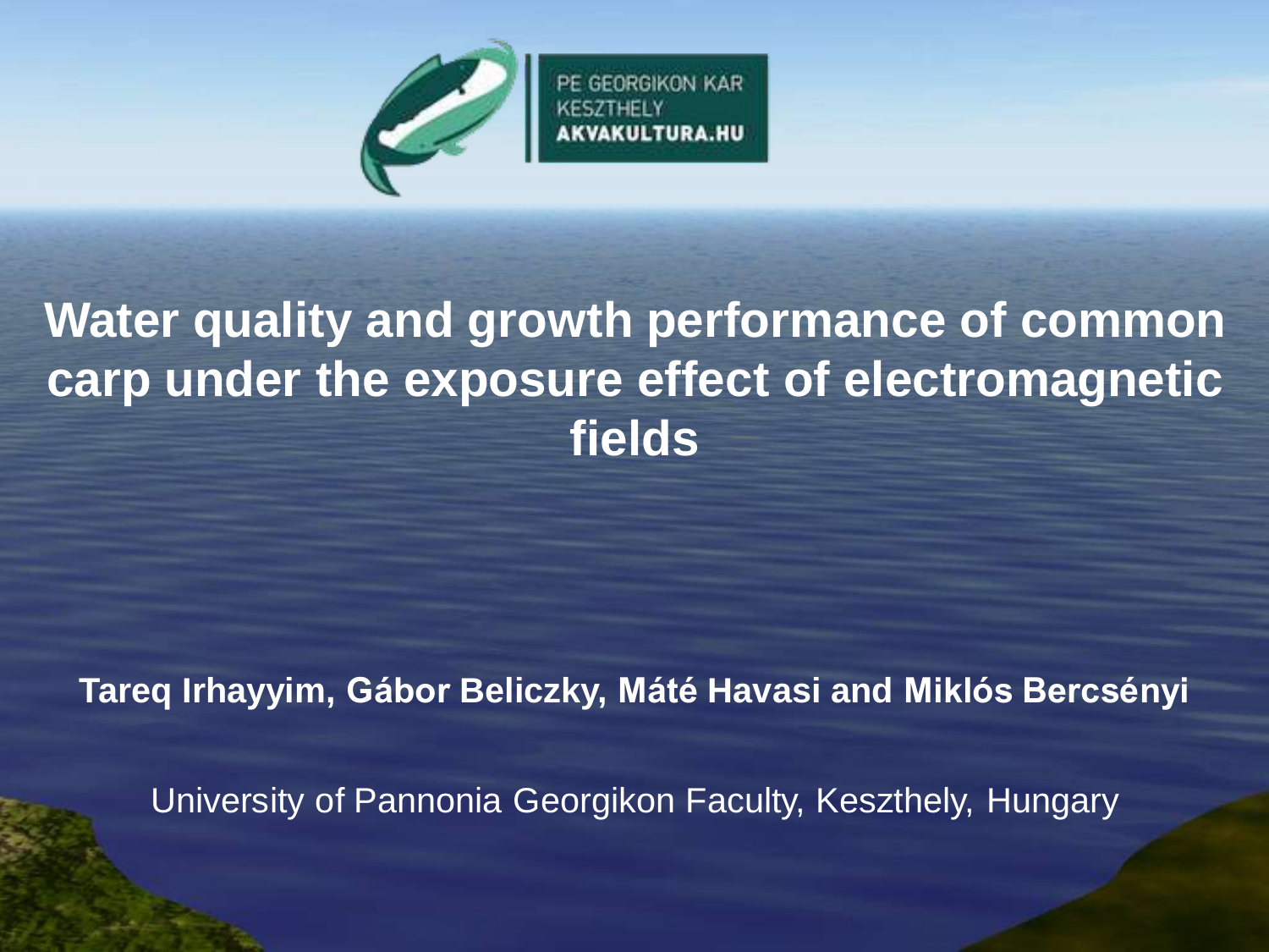PE GEORGIKON KAR
KESZTHELY
**AKVAKULTURA.HU**

# Water quality and growth performance of common carp under the exposure effect of electromagnetic fields

**Tareq Irhayyim, Gábor Beliczky, Máté Havasi and Miklós Bercsényi**

University of Pannonia Georgikon Faculty, Keszthely, Hungary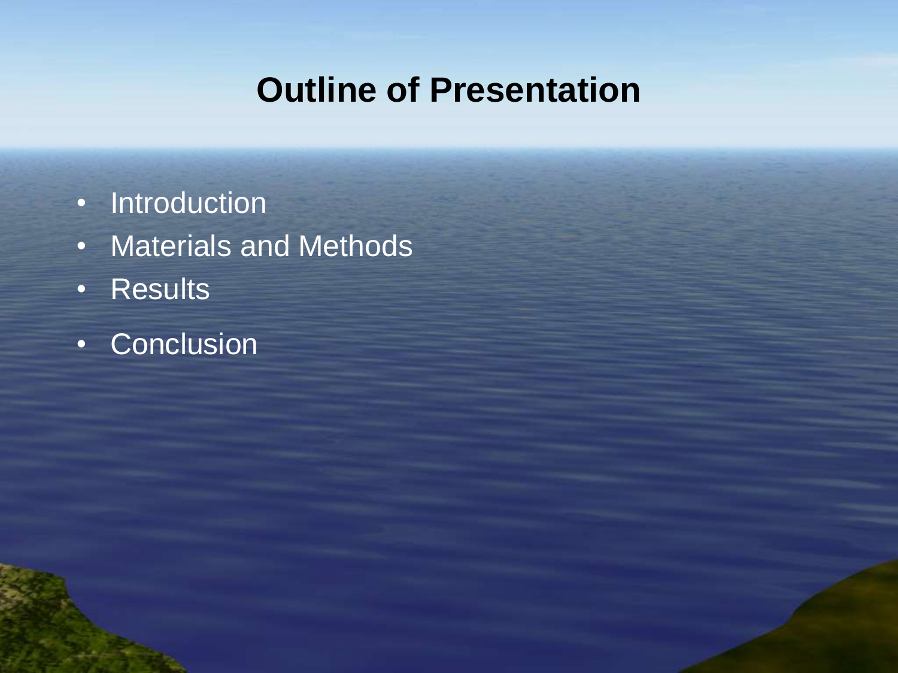# Outline of Presentation

- Introduction
- Materials and Methods
- Results
- Conclusion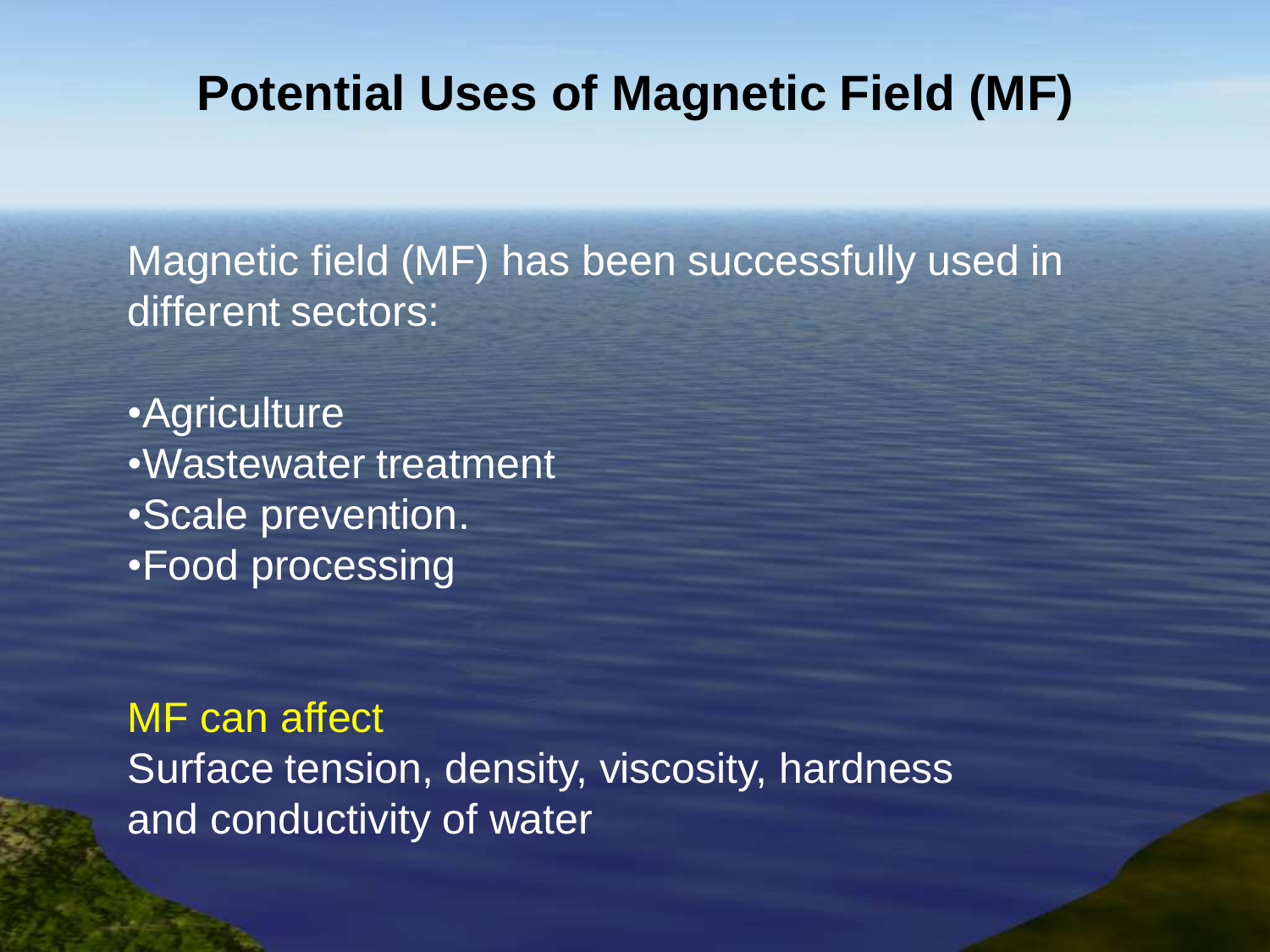# Potential Uses of Magnetic Field (MF)

Magnetic field (MF) has been successfully used in different sectors:

- Agriculture
- Wastewater treatment
- Scale prevention.
- Food processing

MF can affect
Surface tension, density, viscosity, hardness and conductivity of water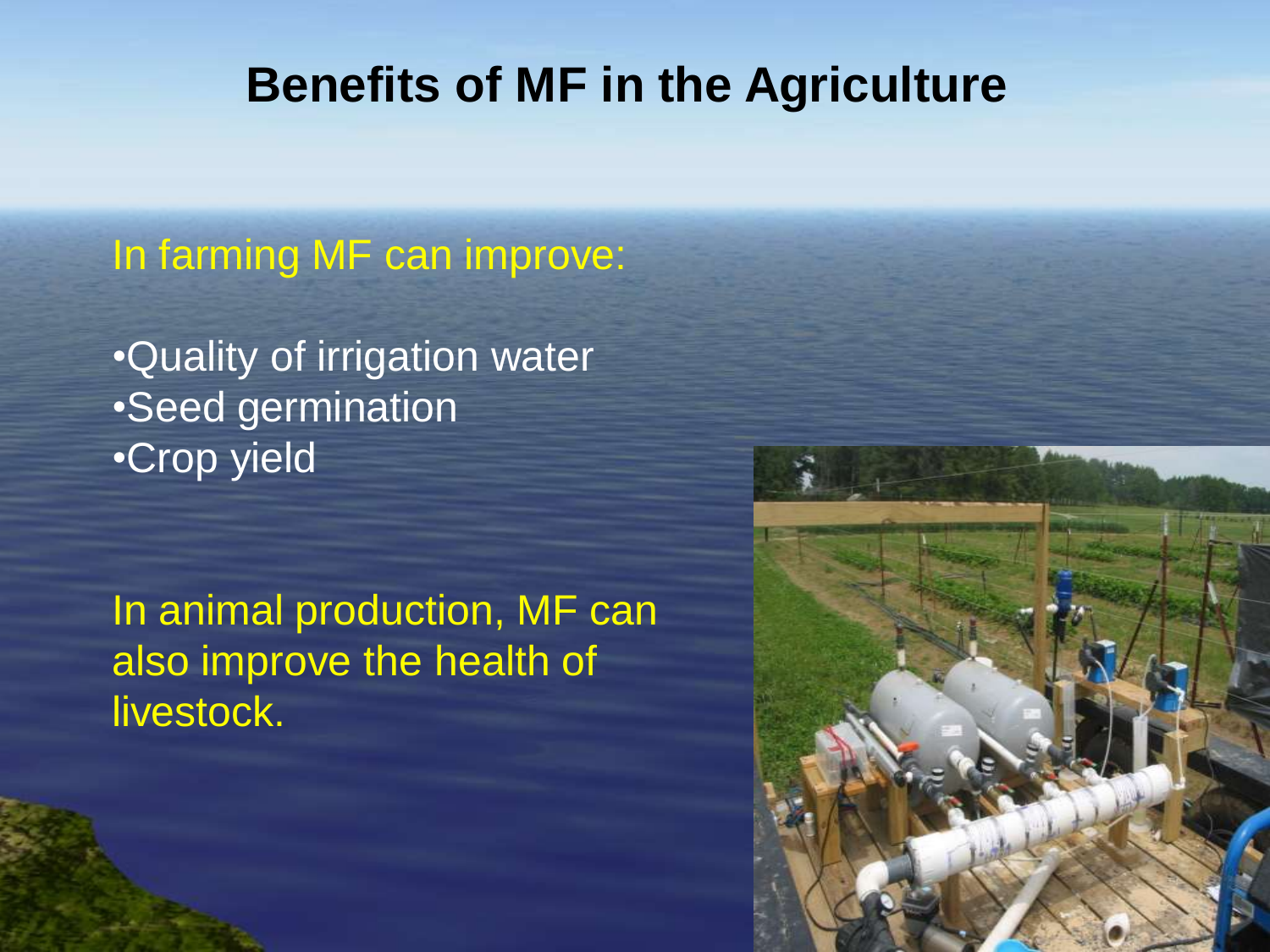# Benefits of MF in the Agriculture

In farming MF can improve:

- Quality of irrigation water
- Seed germination
- Crop yield

In animal production, MF can also improve the health of livestock.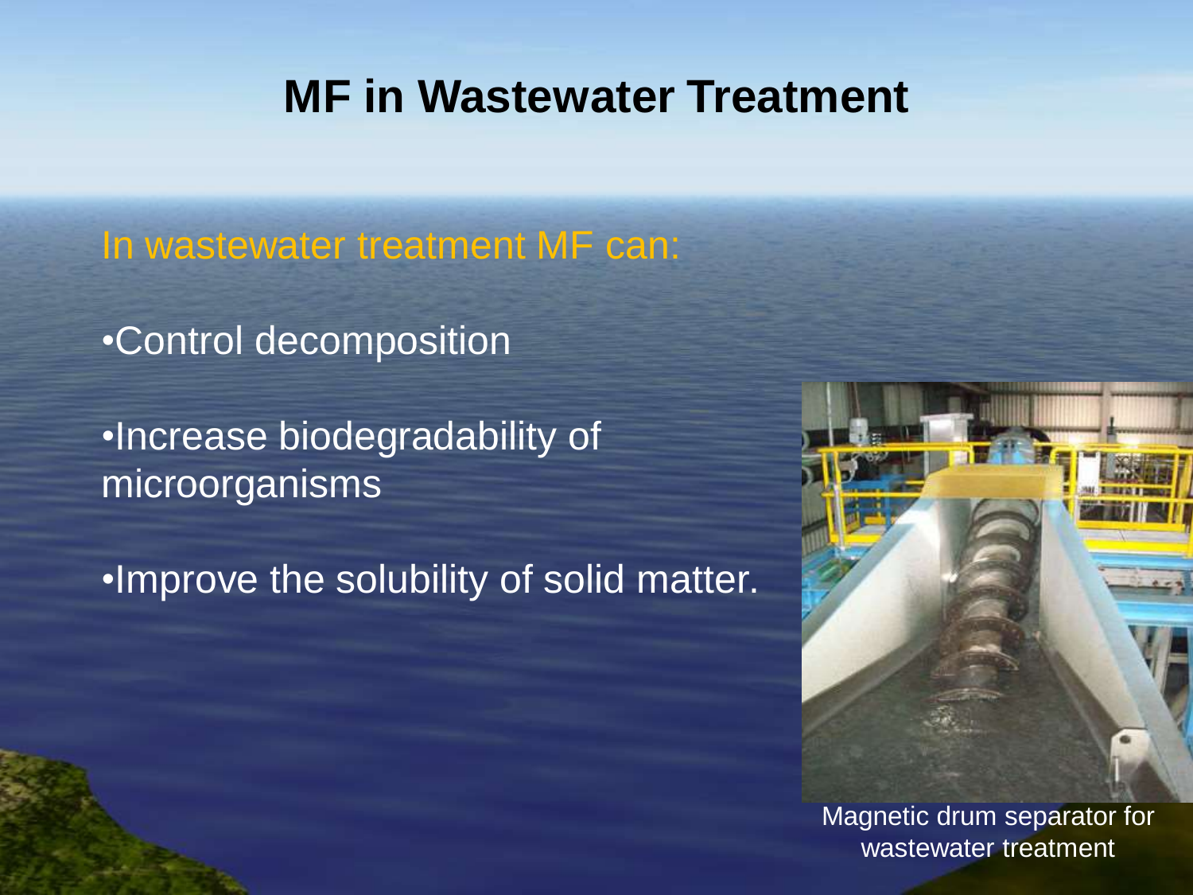# MF in Wastewater Treatment

In wastewater treatment MF can:

- Control decomposition
- Increase biodegradability of microorganisms
- Improve the solubility of solid matter.

Magnetic drum separator for wastewater treatment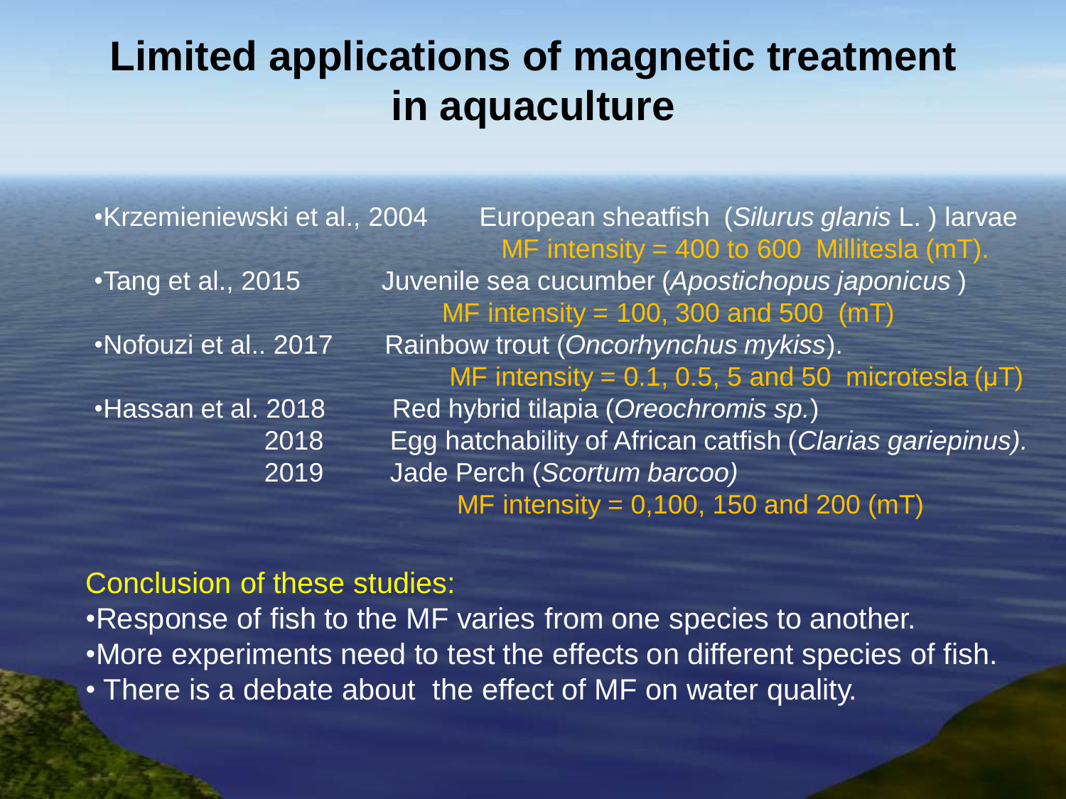# Limited applications of magnetic treatment in aquaculture

- Krzemieniewski et al., 2004 — European sheatfish (*Silurus glanis* L. ) larvae
  MF intensity = 400 to 600 Millitesla (mT).
- Tang et al., 2015 — Juvenile sea cucumber (*Apostichopus japonicus* )
  MF intensity = 100, 300 and 500 (mT)
- Nofouzi et al.. 2017 — Rainbow trout (*Oncorhynchus mykiss*).
  MF intensity = 0.1, 0.5, 5 and 50 microtesla (μT)
- Hassan et al. 2018 — Red hybrid tilapia (*Oreochromis sp.*)
  2018 — Egg hatchability of African catfish (*Clarias gariepinus).*
  2019 — Jade Perch (*Scortum barcoo)*
  MF intensity = 0,100, 150 and 200 (mT)

Conclusion of these studies:

- Response of fish to the MF varies from one species to another.
- More experiments need to test the effects on different species of fish.
- There is a debate about the effect of MF on water quality.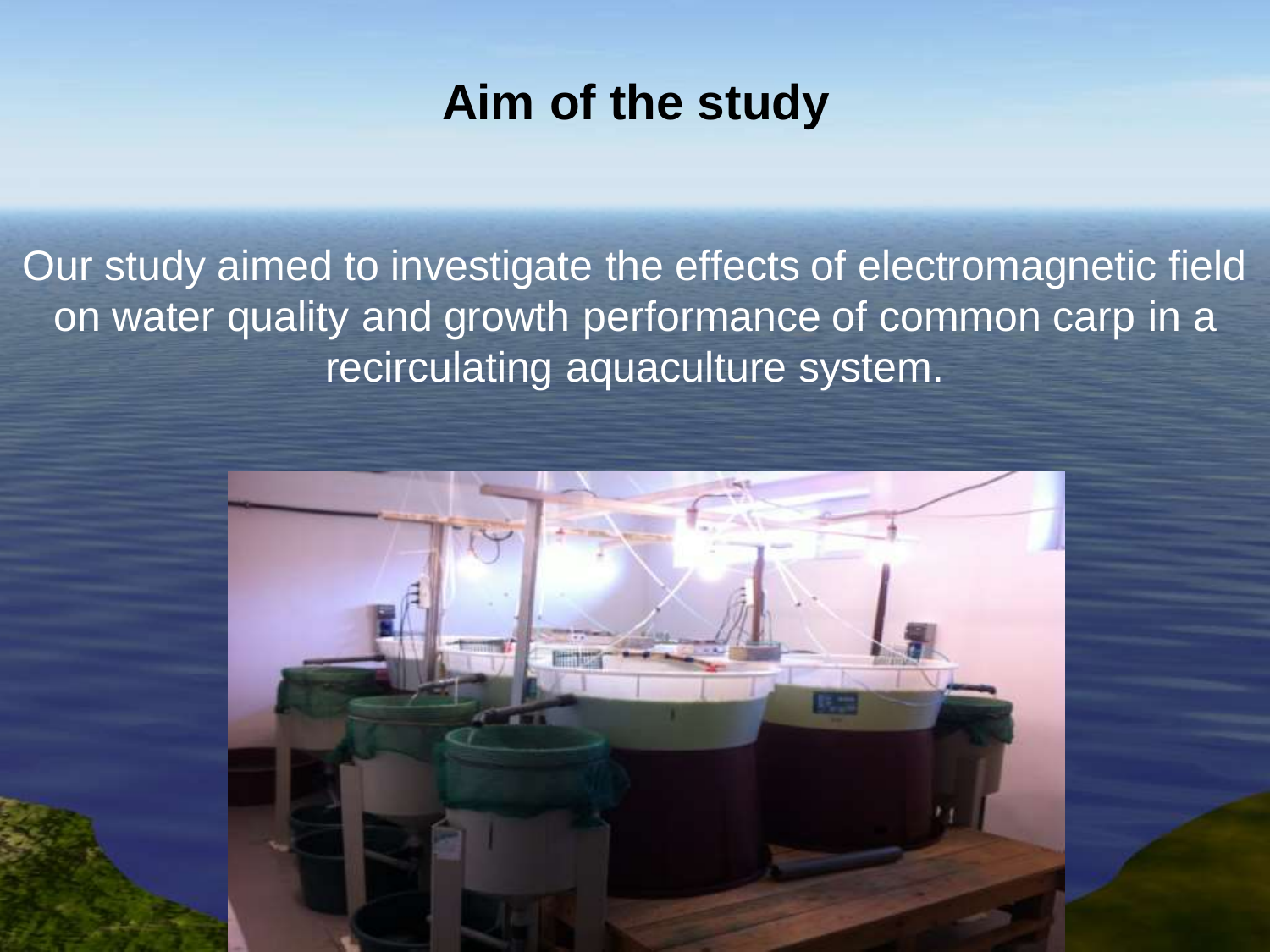# Aim of the study

Our study aimed to investigate the effects of electromagnetic field on water quality and growth performance of common carp in a recirculating aquaculture system.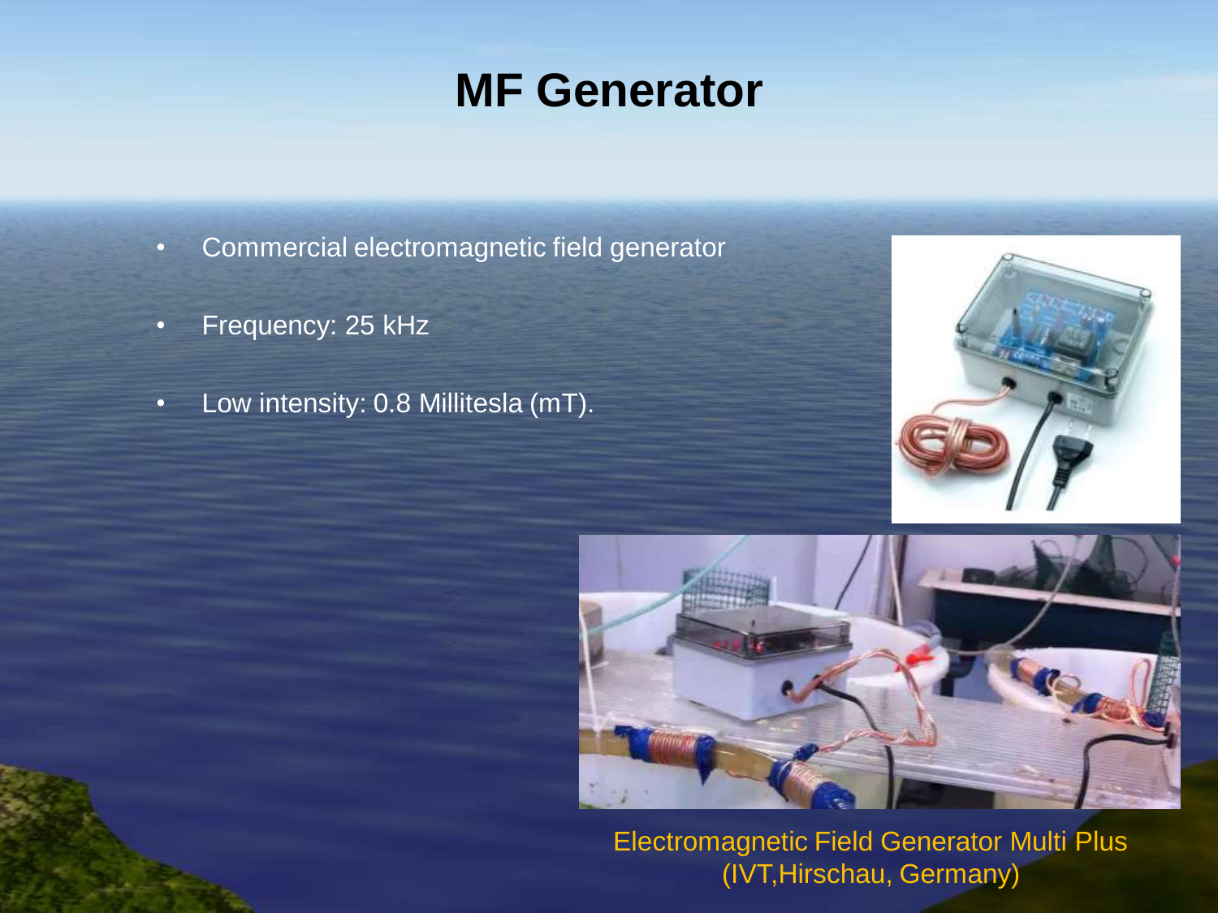# MF Generator

- Commercial electromagnetic field generator
- Frequency: 25 kHz
- Low intensity: 0.8 Millitesla (mT).

Electromagnetic Field Generator Multi Plus (IVT,Hirschau, Germany)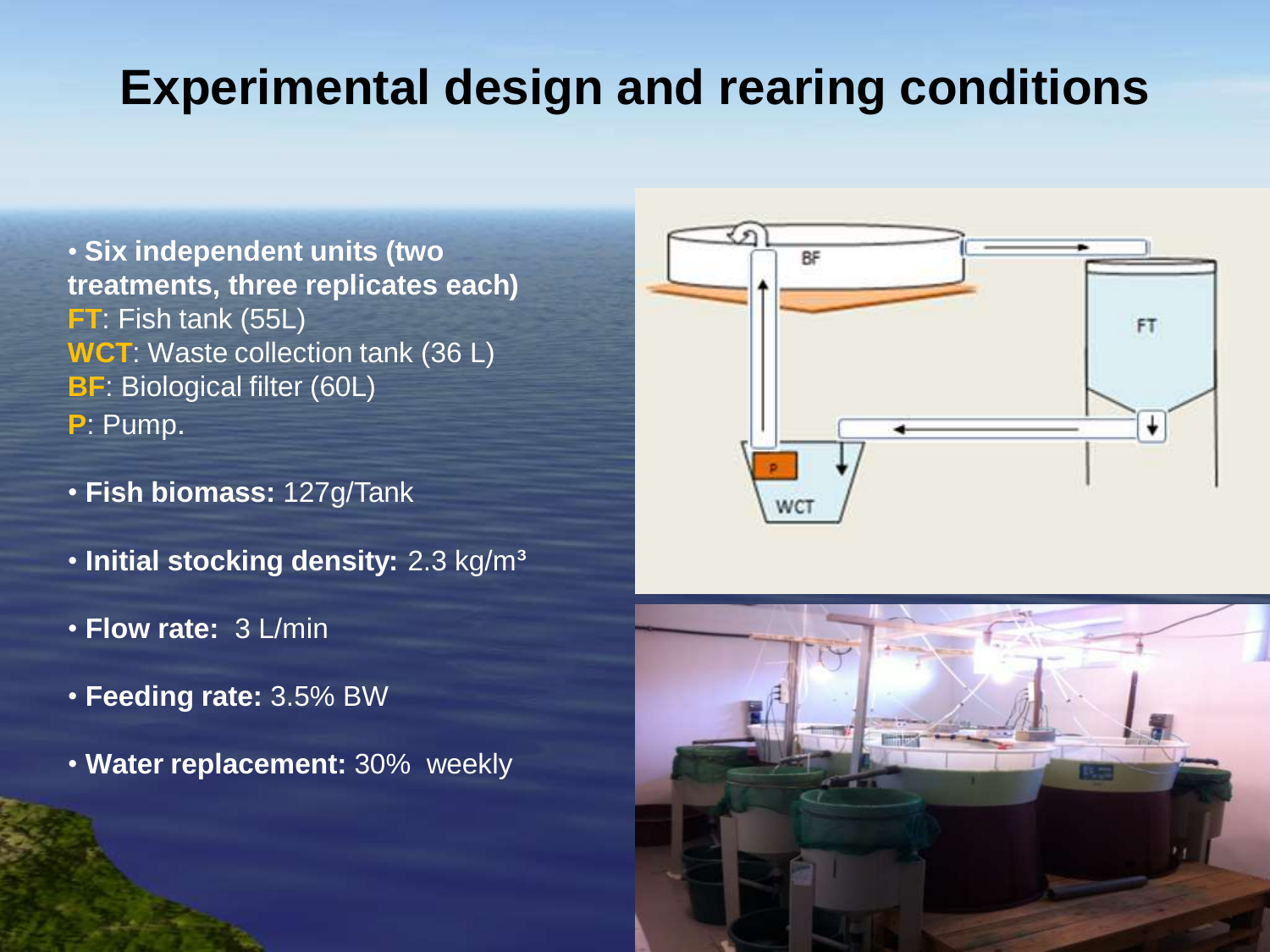# Experimental design and rearing conditions

- **Six independent units (two treatments, three replicates each)**
  **FT**: Fish tank (55L)
  **WCT**: Waste collection tank (36 L)
  **BF**: Biological filter (60L)
  **P**: Pump.

- **Fish biomass:** 127g/Tank

- **Initial stocking density:** 2.3 kg/m³

- **Flow rate:** 3 L/min

- **Feeding rate:** 3.5% BW

- **Water replacement:** 30% weekly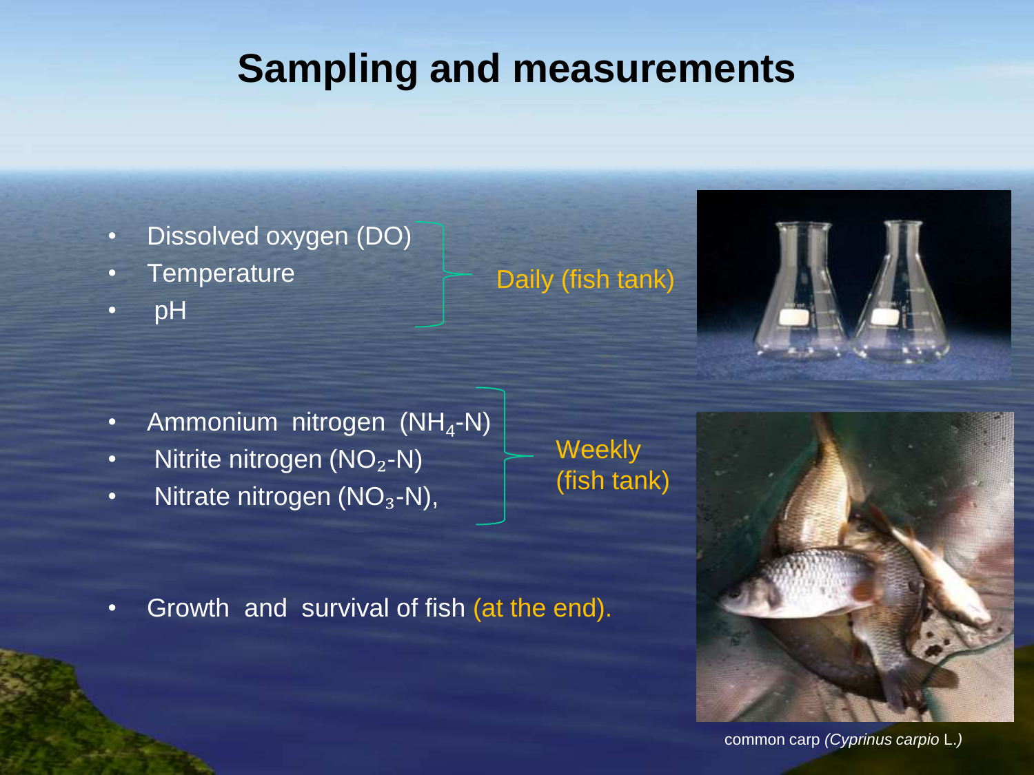# Sampling and measurements

- Dissolved oxygen (DO)
- Temperature
- pH

Daily (fish tank)

- Ammonium nitrogen ($NH_4$-N)
- Nitrite nitrogen ($NO_2$-N)
- Nitrate nitrogen ($NO_3$-N),

Weekly (fish tank)

- Growth and survival of fish (at the end).

common carp *(Cyprinus carpio* L.*)*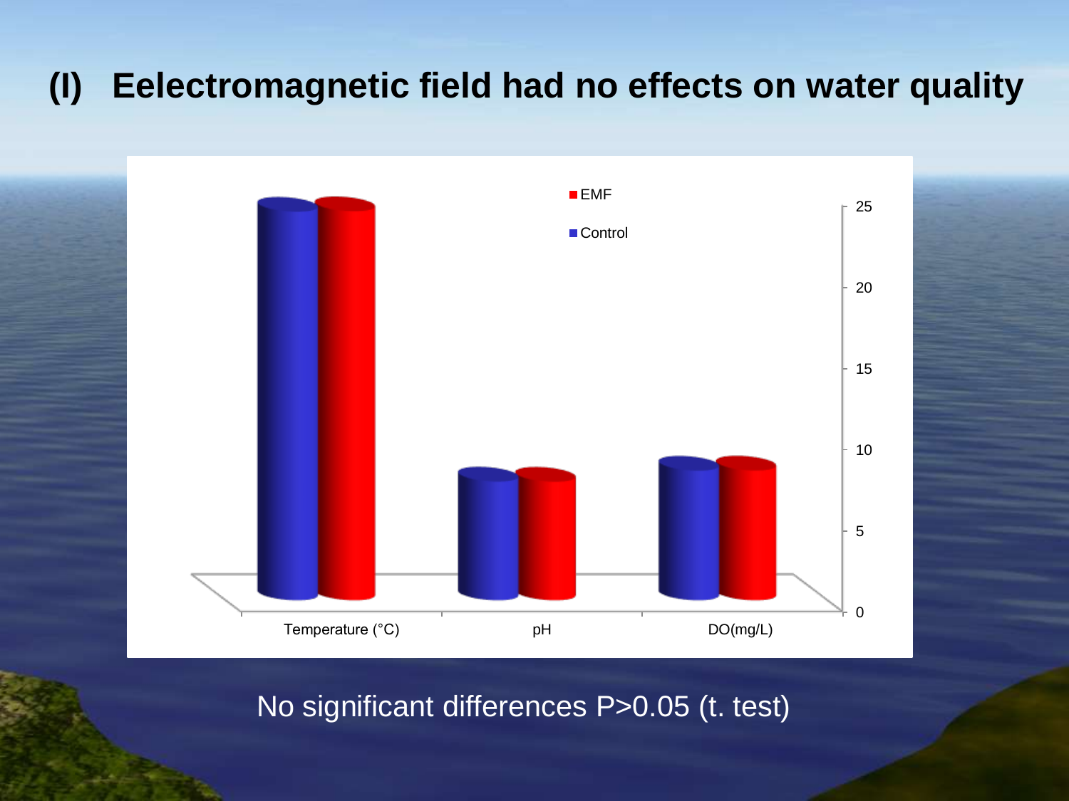# (I) Eelectromagnetic field had no effects on water quality

No significant differences P>0.05 (t. test)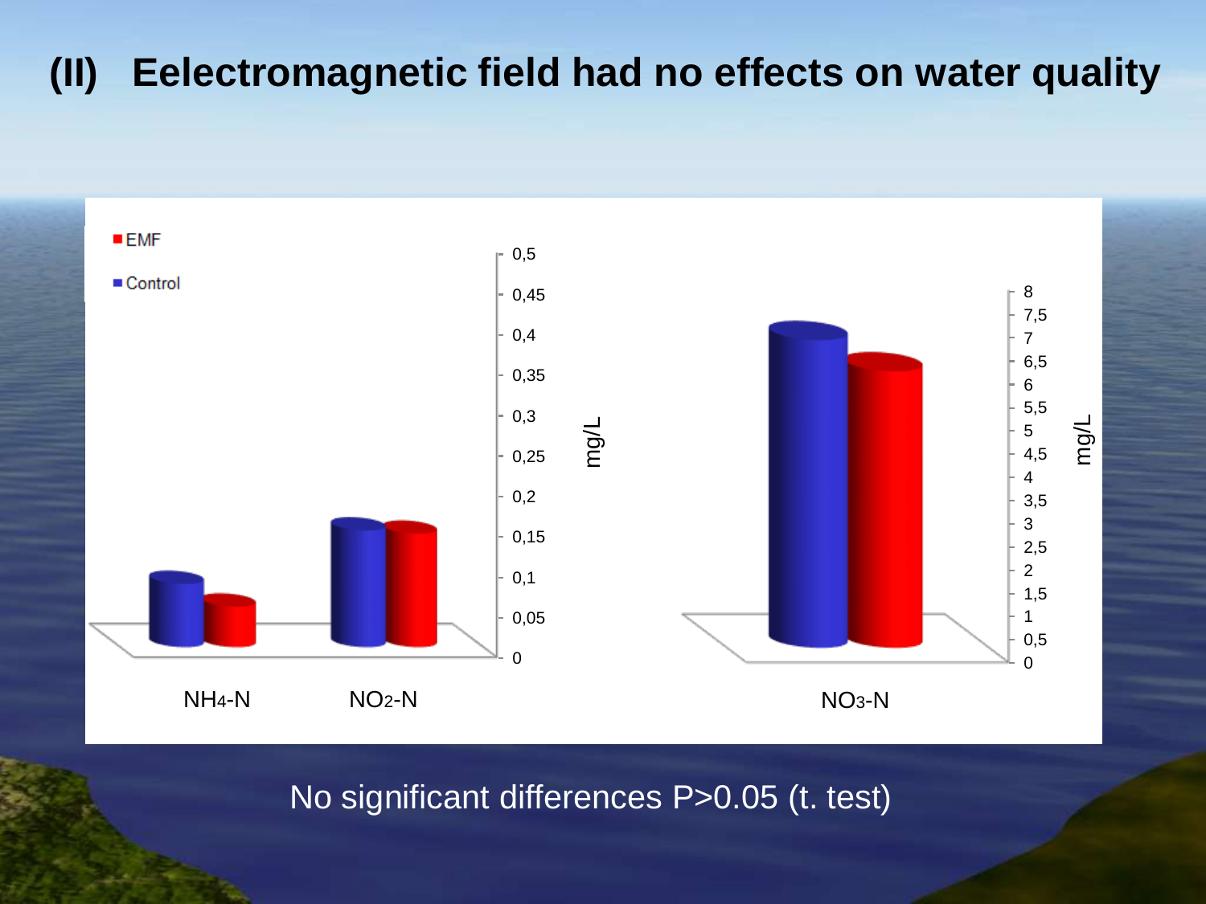# (II) Eelectromagnetic field had no effects on water quality

EMF

Control

mg/L

$NH_4$-N

$NO_2$-N

$NO_3$-N

No significant differences P>0.05 (t. test)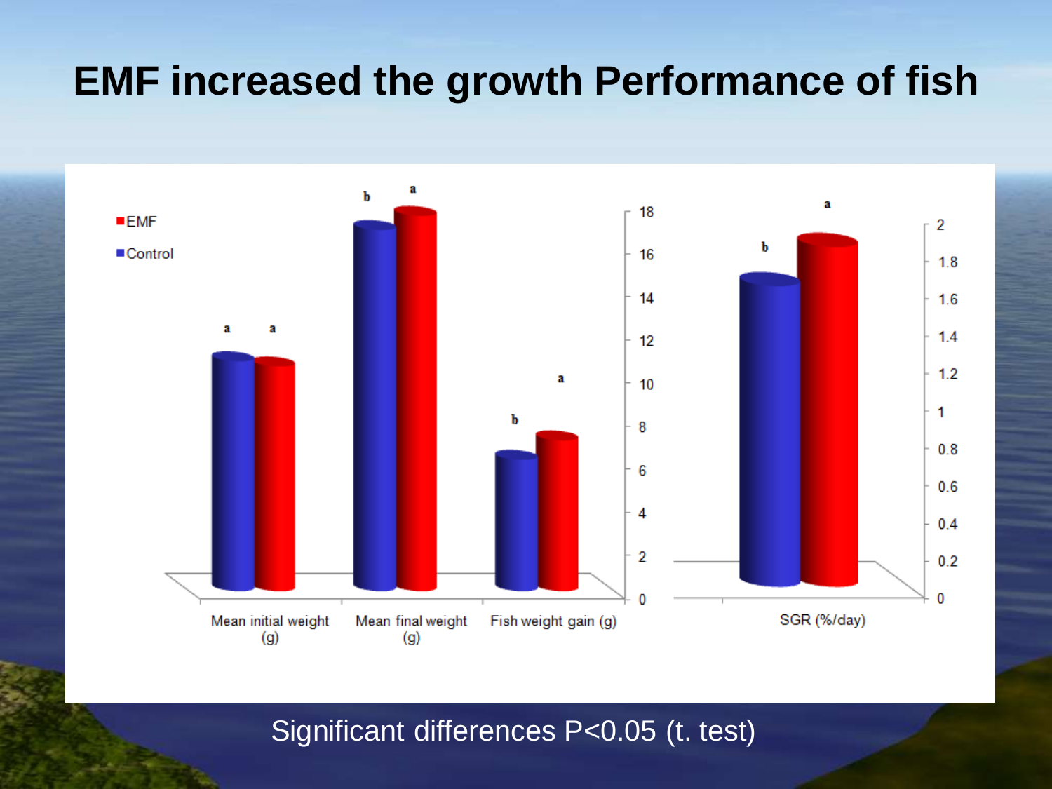# EMF increased the growth Performance of fish

EMF
Control

| | Mean initial weight (g) | Mean final weight (g) | Fish weight gain (g) | SGR (%/day) |
|---|---|---|---|---|
| Control | a | b | b | b |
| EMF | a | a | a | a |

Significant differences P<0.05 (t. test)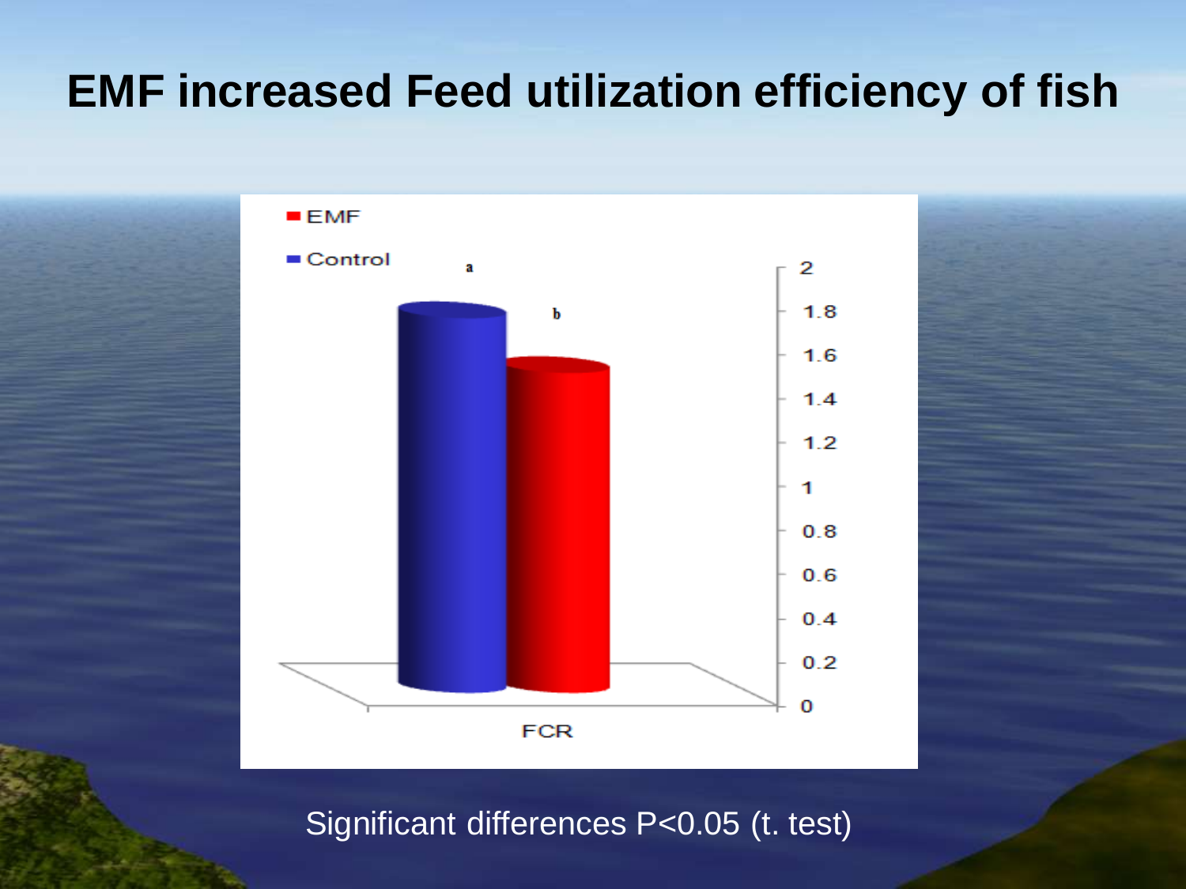# EMF increased Feed utilization efficiency of fish

■ EMF

■ Control

| | a | b |
|---|---|---|
| FCR | Control | EMF |

2, 1.8, 1.6, 1.4, 1.2, 1, 0.8, 0.6, 0.4, 0.2, 0

Significant differences P<0.05 (t. test)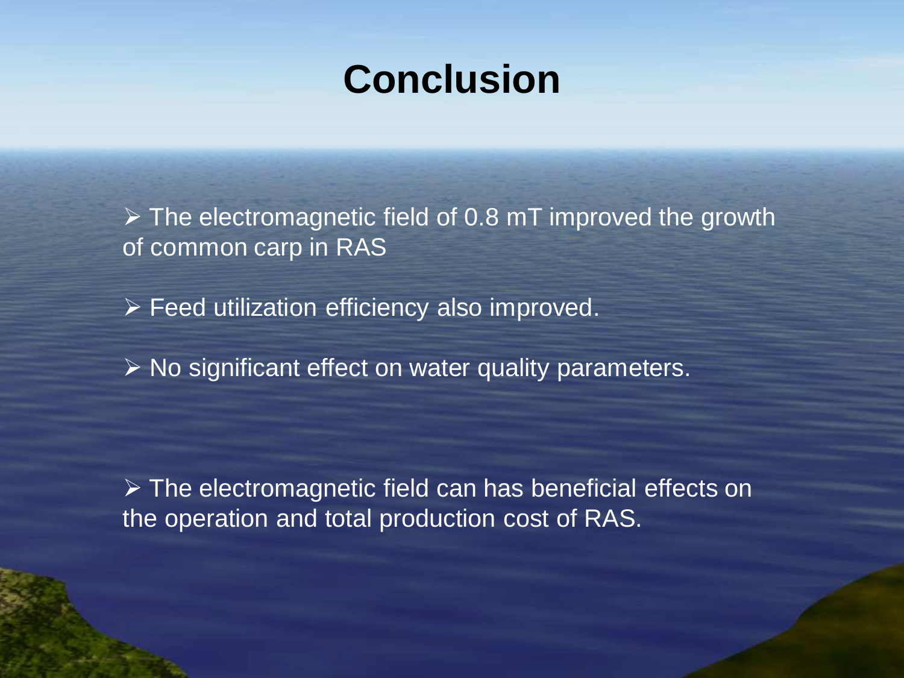# Conclusion

- The electromagnetic field of 0.8 mT improved the growth of common carp in RAS
- Feed utilization efficiency also improved.
- No significant effect on water quality parameters.
- The electromagnetic field can has beneficial effects on the operation and total production cost of RAS.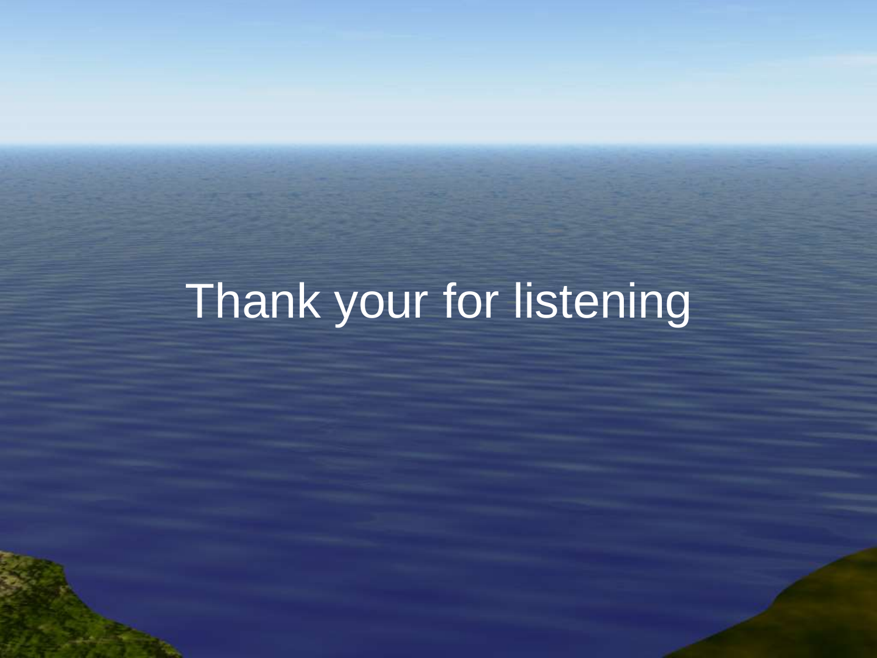Thank your for listening